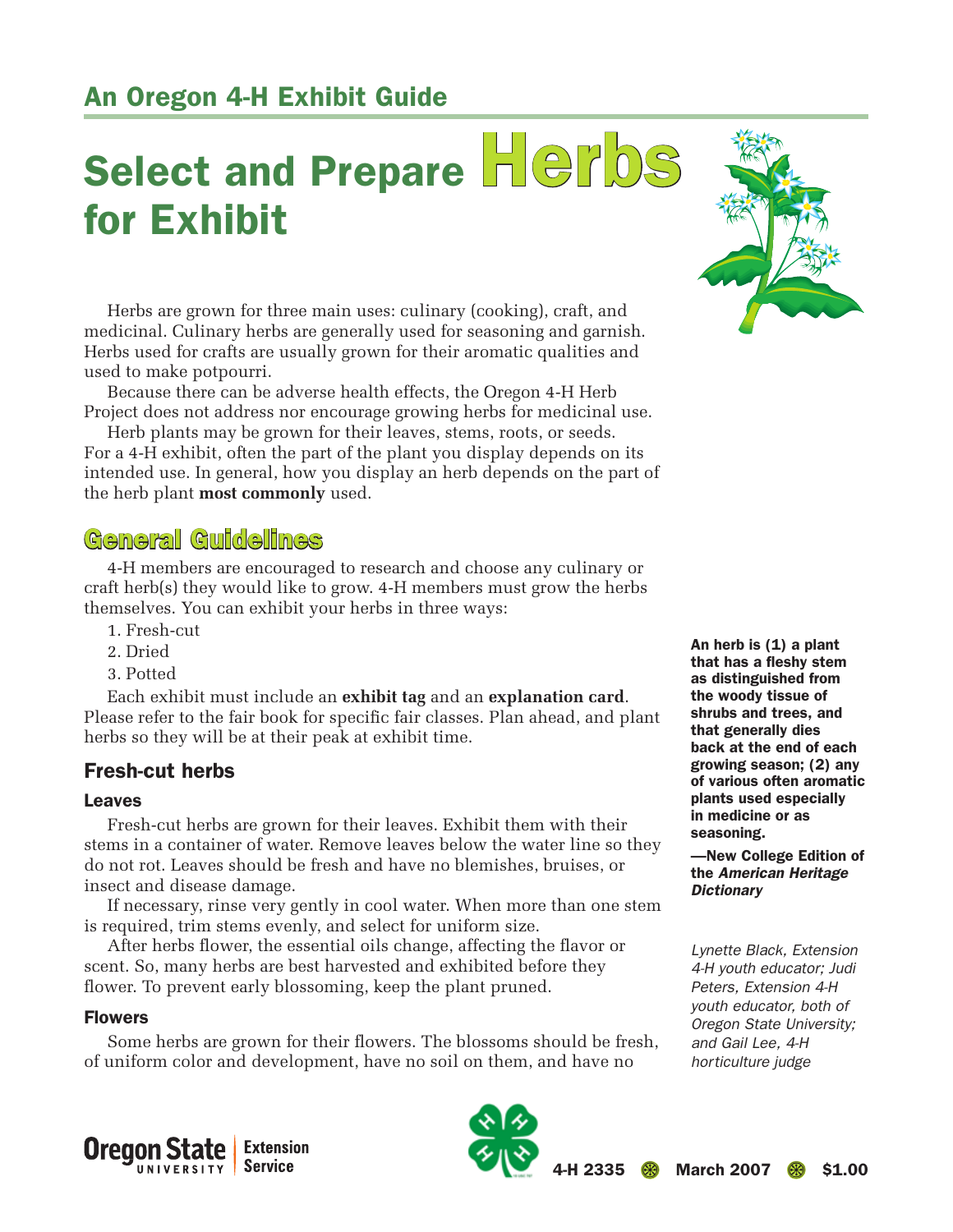An Oregon 4-H Exhibit Guide

# Select and Prepare Herbs for Exhibit

Herbs are grown for three main uses: culinary (cooking), craft, and medicinal. Culinary herbs are generally used for seasoning and garnish. Herbs used for crafts are usually grown for their aromatic qualities and used to make potpourri.

Because there can be adverse health effects, the Oregon 4-H Herb Project does not address nor encourage growing herbs for medicinal use.

Herb plants may be grown for their leaves, stems, roots, or seeds. For a 4-H exhibit, often the part of the plant you display depends on its intended use. In general, how you display an herb depends on the part of the herb plant **most commonly** used.

**An herb is (1) a plant that has a fleshy stem as distinguished from the woody tissue of shrubs and trees, and that generally dies back at the end of each growing season; (2) any of various often aromatic plants used especially in medicine or as seasoning.**

**—New College Edition of the *American Heritage Dictionary***

*Lynette Black, Extension 4-H youth educator; Judi Peters, Extension 4-H youth educator, both of Oregon State University; and Gail Lee, 4-H horticulture judge*

## General Guidelines

4-H members are encouraged to research and choose any culinary or craft herb(s) they would like to grow. 4-H members must grow the herbs themselves. You can exhibit your herbs in three ways:

1. Fresh-cut
2. Dried
3. Potted

Each exhibit must include an **exhibit tag** and an **explanation card**. Please refer to the fair book for specific fair classes. Plan ahead, and plant herbs so they will be at their peak at exhibit time.

### Fresh-cut herbs

#### Leaves

Fresh-cut herbs are grown for their leaves. Exhibit them with their stems in a container of water. Remove leaves below the water line so they do not rot. Leaves should be fresh and have no blemishes, bruises, or insect and disease damage.

If necessary, rinse very gently in cool water. When more than one stem is required, trim stems evenly, and select for uniform size.

After herbs flower, the essential oils change, affecting the flavor or scent. So, many herbs are best harvested and exhibited before they flower. To prevent early blossoming, keep the plant pruned.

#### Flowers

Some herbs are grown for their flowers. The blossoms should be fresh, of uniform color and development, have no soil on them, and have no

Oregon State University Extension Service — 4-H 2335 — March 2007 — $1.00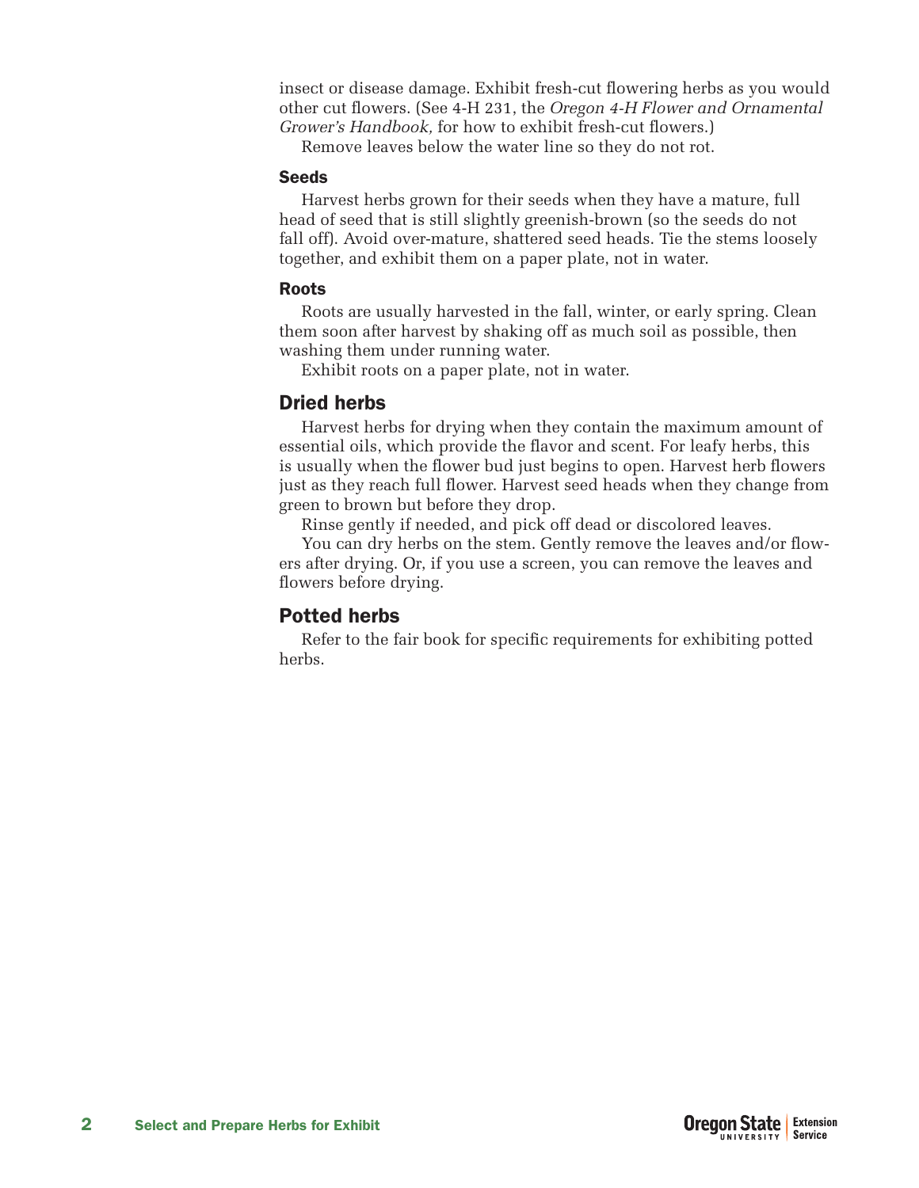insect or disease damage. Exhibit fresh-cut flowering herbs as you would other cut flowers. (See 4-H 231, the *Oregon 4-H Flower and Ornamental Grower's Handbook,* for how to exhibit fresh-cut flowers.)

Remove leaves below the water line so they do not rot.

### Seeds

Harvest herbs grown for their seeds when they have a mature, full head of seed that is still slightly greenish-brown (so the seeds do not fall off). Avoid over-mature, shattered seed heads. Tie the stems loosely together, and exhibit them on a paper plate, not in water.

### Roots

Roots are usually harvested in the fall, winter, or early spring. Clean them soon after harvest by shaking off as much soil as possible, then washing them under running water.

Exhibit roots on a paper plate, not in water.

## Dried herbs

Harvest herbs for drying when they contain the maximum amount of essential oils, which provide the flavor and scent. For leafy herbs, this is usually when the flower bud just begins to open. Harvest herb flowers just as they reach full flower. Harvest seed heads when they change from green to brown but before they drop.

Rinse gently if needed, and pick off dead or discolored leaves.

You can dry herbs on the stem. Gently remove the leaves and/or flowers after drying. Or, if you use a screen, you can remove the leaves and flowers before drying.

## Potted herbs

Refer to the fair book for specific requirements for exhibiting potted herbs.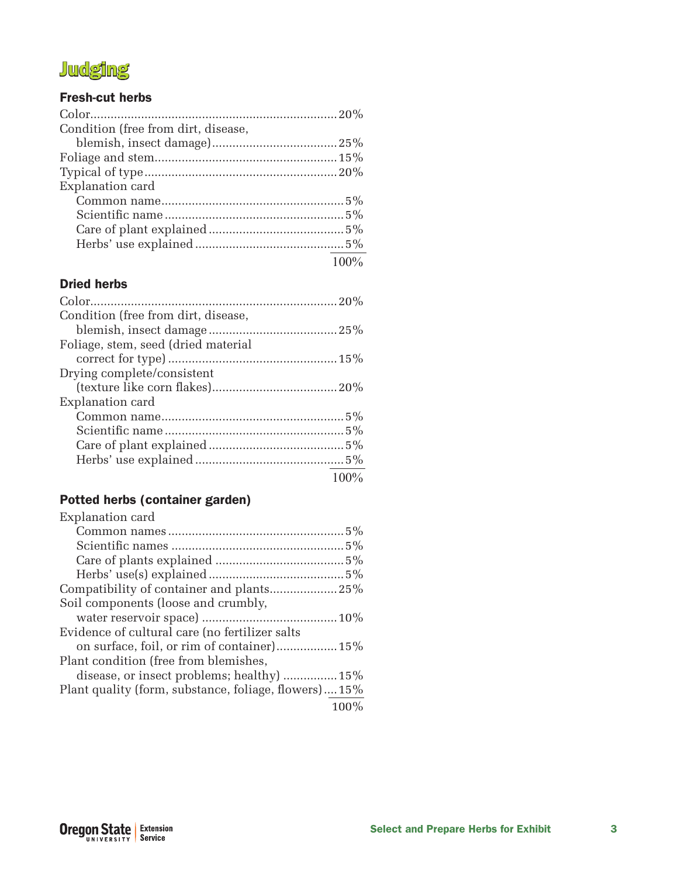# Judging

### Fresh-cut herbs

| Criterion | Percent |
|---|---|
| Color | 20% |
| Condition (free from dirt, disease, blemish, insect damage) | 25% |
| Foliage and stem | 15% |
| Typical of type | 20% |
| Explanation card | |
| Common name | 5% |
| Scientific name | 5% |
| Care of plant explained | 5% |
| Herbs' use explained | 5% |
| | 100% |

### Dried herbs

| Criterion | Percent |
|---|---|
| Color | 20% |
| Condition (free from dirt, disease, blemish, insect damage | 25% |
| Foliage, stem, seed (dried material correct for type) | 15% |
| Drying complete/consistent (texture like corn flakes) | 20% |
| Explanation card | |
| Common name | 5% |
| Scientific name | 5% |
| Care of plant explained | 5% |
| Herbs' use explained | 5% |
| | 100% |

### Potted herbs (container garden)

| Criterion | Percent |
|---|---|
| Explanation card | |
| Common names | 5% |
| Scientific names | 5% |
| Care of plants explained | 5% |
| Herbs' use(s) explained | 5% |
| Compatibility of container and plants | 25% |
| Soil components (loose and crumbly, water reservoir space) | 10% |
| Evidence of cultural care (no fertilizer salts on surface, foil, or rim of container) | 15% |
| Plant condition (free from blemishes, disease, or insect problems; healthy) | 15% |
| Plant quality (form, substance, foliage, flowers) | 15% |
| | 100% |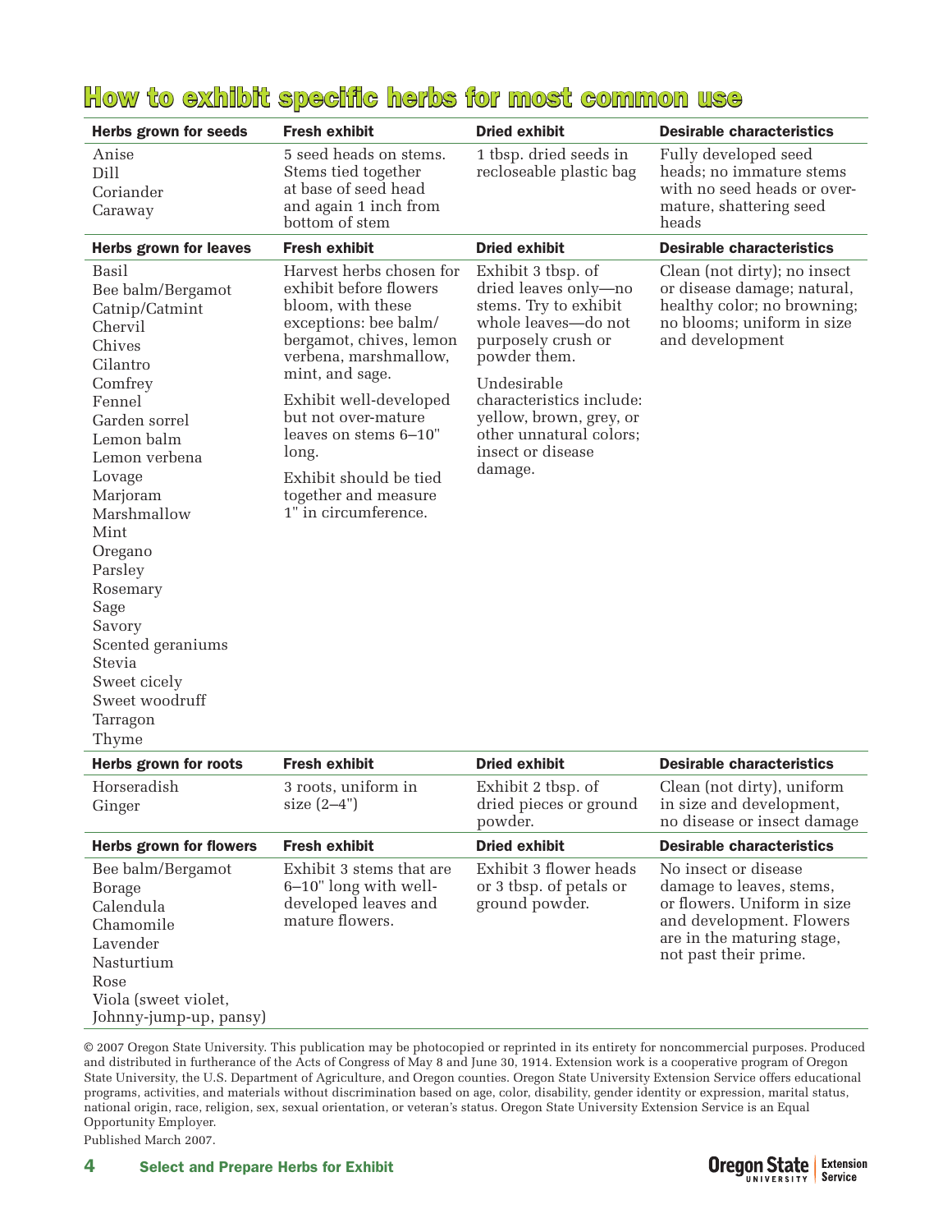## How to exhibit specific herbs for most common use

| Herbs grown for seeds | Fresh exhibit | Dried exhibit | Desirable characteristics |
|---|---|---|---|
| Anise<br>Dill<br>Coriander<br>Caraway | 5 seed heads on stems. Stems tied together at base of seed head and again 1 inch from bottom of stem | 1 tbsp. dried seeds in recloseable plastic bag | Fully developed seed heads; no immature stems with no seed heads or over-mature, shattering seed heads |
| **Herbs grown for leaves** | **Fresh exhibit** | **Dried exhibit** | **Desirable characteristics** |
| Basil<br>Bee balm/Bergamot<br>Catnip/Catmint<br>Chervil<br>Chives<br>Cilantro<br>Comfrey<br>Fennel<br>Garden sorrel<br>Lemon balm<br>Lemon verbena<br>Lovage<br>Marjoram<br>Marshmallow<br>Mint<br>Oregano<br>Parsley<br>Rosemary<br>Sage<br>Savory<br>Scented geraniums<br>Stevia<br>Sweet cicely<br>Sweet woodruff<br>Tarragon<br>Thyme | Harvest herbs chosen for exhibit before flowers bloom, with these exceptions: bee balm/bergamot, chives, lemon verbena, marshmallow, mint, and sage.<br><br>Exhibit well-developed but not over-mature leaves on stems 6–10" long.<br><br>Exhibit should be tied together and measure 1" in circumference. | Exhibit 3 tbsp. of dried leaves only—no stems. Try to exhibit whole leaves—do not purposely crush or powder them.<br><br>Undesirable characteristics include: yellow, brown, grey, or other unnatural colors; insect or disease damage. | Clean (not dirty); no insect or disease damage; natural, healthy color; no browning; no blooms; uniform in size and development |
| **Herbs grown for roots** | **Fresh exhibit** | **Dried exhibit** | **Desirable characteristics** |
| Horseradish<br>Ginger | 3 roots, uniform in size (2–4") | Exhibit 2 tbsp. of dried pieces or ground powder. | Clean (not dirty), uniform in size and development, no disease or insect damage |
| **Herbs grown for flowers** | **Fresh exhibit** | **Dried exhibit** | **Desirable characteristics** |
| Bee balm/Bergamot<br>Borage<br>Calendula<br>Chamomile<br>Lavender<br>Nasturtium<br>Rose<br>Viola (sweet violet, Johnny-jump-up, pansy) | Exhibit 3 stems that are 6–10" long with well-developed leaves and mature flowers. | Exhibit 3 flower heads or 3 tbsp. of petals or ground powder. | No insect or disease damage to leaves, stems, or flowers. Uniform in size and development. Flowers are in the maturing stage, not past their prime. |

© 2007 Oregon State University. This publication may be photocopied or reprinted in its entirety for noncommercial purposes. Produced and distributed in furtherance of the Acts of Congress of May 8 and June 30, 1914. Extension work is a cooperative program of Oregon State University, the U.S. Department of Agriculture, and Oregon counties. Oregon State University Extension Service offers educational programs, activities, and materials without discrimination based on age, color, disability, gender identity or expression, marital status, national origin, race, religion, sex, sexual orientation, or veteran's status. Oregon State University Extension Service is an Equal Opportunity Employer.

Published March 2007.